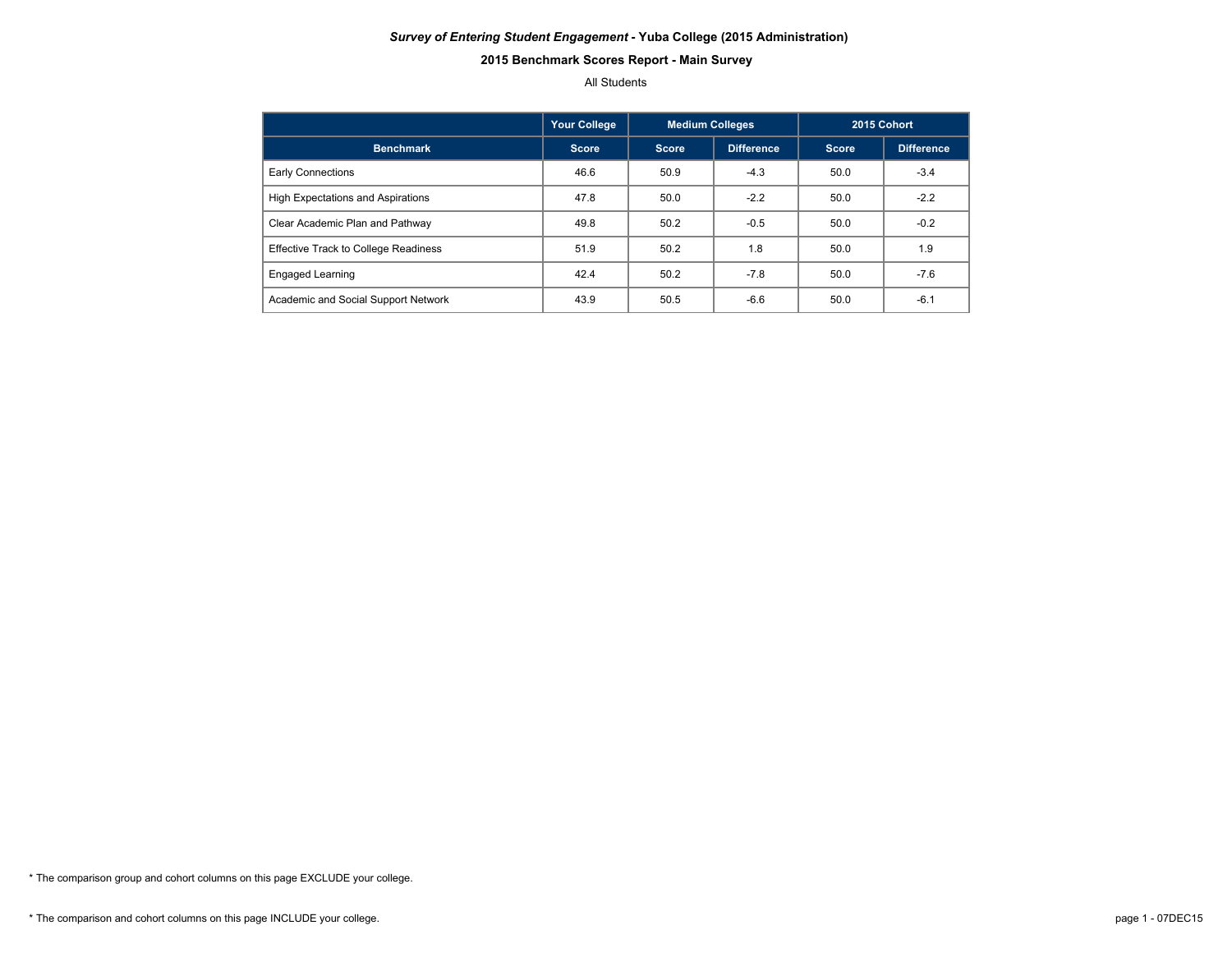***Survey of Entering Student Engagement*** **- Yuba College (2015 Administration)**

**2015 Benchmark Scores Report - Main Survey**

All Students

| | Your College | Medium Colleges | | 2015 Cohort | |
|---|---|---|---|---|---|
| **Benchmark** | **Score** | **Score** | **Difference** | **Score** | **Difference** |
| Early Connections | 46.6 | 50.9 | -4.3 | 50.0 | -3.4 |
| High Expectations and Aspirations | 47.8 | 50.0 | -2.2 | 50.0 | -2.2 |
| Clear Academic Plan and Pathway | 49.8 | 50.2 | -0.5 | 50.0 | -0.2 |
| Effective Track to College Readiness | 51.9 | 50.2 | 1.8 | 50.0 | 1.9 |
| Engaged Learning | 42.4 | 50.2 | -7.8 | 50.0 | -7.6 |
| Academic and Social Support Network | 43.9 | 50.5 | -6.6 | 50.0 | -6.1 |

* The comparison group and cohort columns on this page EXCLUDE your college.

* The comparison and cohort columns on this page INCLUDE your college.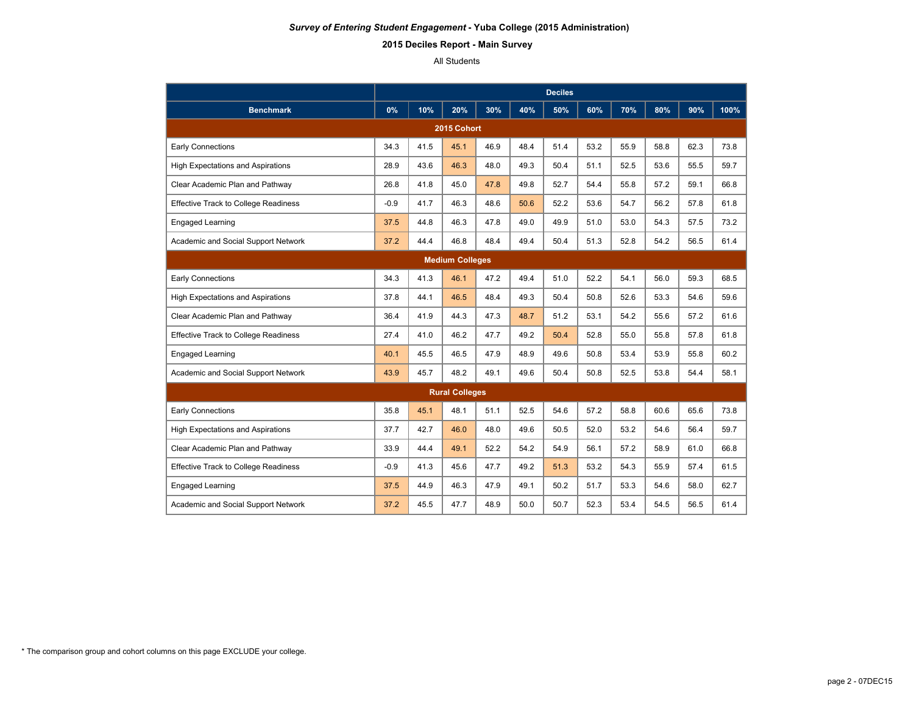***Survey of Entering Student Engagement* - Yuba College (2015 Administration)**

**2015 Deciles Report - Main Survey**

All Students

| Benchmark | Deciles | | | | | | | | | | |
|---|---|---|---|---|---|---|---|---|---|---|---|
| | 0% | 10% | 20% | 30% | 40% | 50% | 60% | 70% | 80% | 90% | 100% |
| **2015 Cohort** | | | | | | | | | | | |
| Early Connections | 34.3 | 41.5 | 45.1 | 46.9 | 48.4 | 51.4 | 53.2 | 55.9 | 58.8 | 62.3 | 73.8 |
| High Expectations and Aspirations | 28.9 | 43.6 | 46.3 | 48.0 | 49.3 | 50.4 | 51.1 | 52.5 | 53.6 | 55.5 | 59.7 |
| Clear Academic Plan and Pathway | 26.8 | 41.8 | 45.0 | 47.8 | 49.8 | 52.7 | 54.4 | 55.8 | 57.2 | 59.1 | 66.8 |
| Effective Track to College Readiness | -0.9 | 41.7 | 46.3 | 48.6 | 50.6 | 52.2 | 53.6 | 54.7 | 56.2 | 57.8 | 61.8 |
| Engaged Learning | 37.5 | 44.8 | 46.3 | 47.8 | 49.0 | 49.9 | 51.0 | 53.0 | 54.3 | 57.5 | 73.2 |
| Academic and Social Support Network | 37.2 | 44.4 | 46.8 | 48.4 | 49.4 | 50.4 | 51.3 | 52.8 | 54.2 | 56.5 | 61.4 |
| **Medium Colleges** | | | | | | | | | | | |
| Early Connections | 34.3 | 41.3 | 46.1 | 47.2 | 49.4 | 51.0 | 52.2 | 54.1 | 56.0 | 59.3 | 68.5 |
| High Expectations and Aspirations | 37.8 | 44.1 | 46.5 | 48.4 | 49.3 | 50.4 | 50.8 | 52.6 | 53.3 | 54.6 | 59.6 |
| Clear Academic Plan and Pathway | 36.4 | 41.9 | 44.3 | 47.3 | 48.7 | 51.2 | 53.1 | 54.2 | 55.6 | 57.2 | 61.6 |
| Effective Track to College Readiness | 27.4 | 41.0 | 46.2 | 47.7 | 49.2 | 50.4 | 52.8 | 55.0 | 55.8 | 57.8 | 61.8 |
| Engaged Learning | 40.1 | 45.5 | 46.5 | 47.9 | 48.9 | 49.6 | 50.8 | 53.4 | 53.9 | 55.8 | 60.2 |
| Academic and Social Support Network | 43.9 | 45.7 | 48.2 | 49.1 | 49.6 | 50.4 | 50.8 | 52.5 | 53.8 | 54.4 | 58.1 |
| **Rural Colleges** | | | | | | | | | | | |
| Early Connections | 35.8 | 45.1 | 48.1 | 51.1 | 52.5 | 54.6 | 57.2 | 58.8 | 60.6 | 65.6 | 73.8 |
| High Expectations and Aspirations | 37.7 | 42.7 | 46.0 | 48.0 | 49.6 | 50.5 | 52.0 | 53.2 | 54.6 | 56.4 | 59.7 |
| Clear Academic Plan and Pathway | 33.9 | 44.4 | 49.1 | 52.2 | 54.2 | 54.9 | 56.1 | 57.2 | 58.9 | 61.0 | 66.8 |
| Effective Track to College Readiness | -0.9 | 41.3 | 45.6 | 47.7 | 49.2 | 51.3 | 53.2 | 54.3 | 55.9 | 57.4 | 61.5 |
| Engaged Learning | 37.5 | 44.9 | 46.3 | 47.9 | 49.1 | 50.2 | 51.7 | 53.3 | 54.6 | 58.0 | 62.7 |
| Academic and Social Support Network | 37.2 | 45.5 | 47.7 | 48.9 | 50.0 | 50.7 | 52.3 | 53.4 | 54.5 | 56.5 | 61.4 |

* The comparison group and cohort columns on this page EXCLUDE your college.